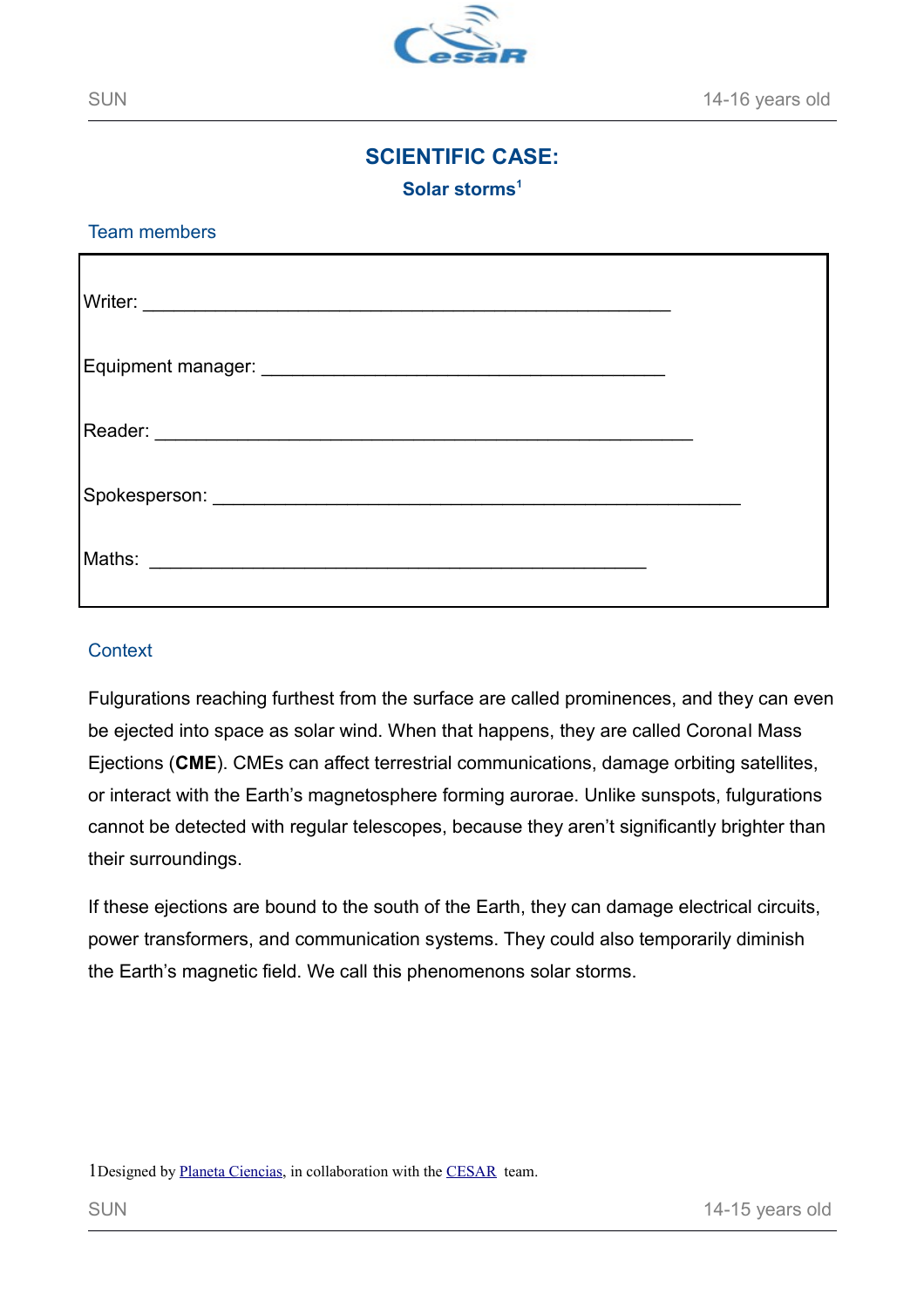# SCIENTIFIC CASE:

## Solar storms[1]

### Team members

Writer: ___________________________________________________

Equipment manager: _______________________________________

Reader: ____________________________________________________

Spokesperson: ______________________________________________

Maths: ________________________________________________

### Context

Fulgurations reaching furthest from the surface are called prominences, and they can even be ejected into space as solar wind. When that happens, they are called Coronal Mass Ejections (**CME**). CMEs can affect terrestrial communications, damage orbiting satellites, or interact with the Earth's magnetosphere forming aurorae. Unlike sunspots, fulgurations cannot be detected with regular telescopes, because they aren't significantly brighter than their surroundings.

If these ejections are bound to the south of the Earth, they can damage electrical circuits, power transformers, and communication systems. They could also temporarily diminish the Earth's magnetic field. We call this phenomenons solar storms.

1Designed by Planeta Ciencias, in collaboration with the CESAR team.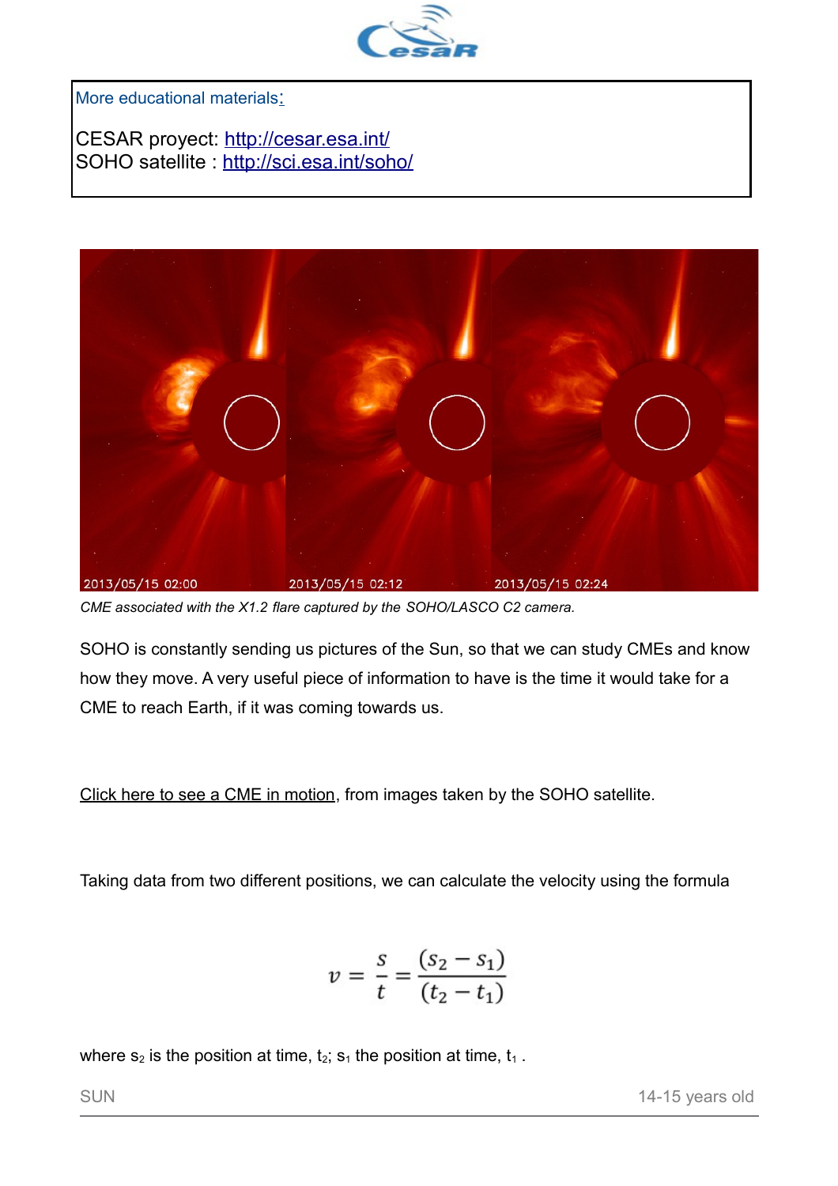More educational materials:

CESAR proyect: http://cesar.esa.int/
SOHO satellite : http://sci.esa.int/soho/

*CME associated with the X1.2 flare captured by the SOHO/LASCO C2 camera.*

SOHO is constantly sending us pictures of the Sun, so that we can study CMEs and know how they move. A very useful piece of information to have is the time it would take for a CME to reach Earth, if it was coming towards us.

Click here to see a CME in motion, from images taken by the SOHO satellite.

Taking data from two different positions, we can calculate the velocity using the formula

$$v = \frac{s}{t} = \frac{(s_2 - s_1)}{(t_2 - t_1)}$$

where $s_2$ is the position at time, $t_2$; $s_1$ the position at time, $t_1$ .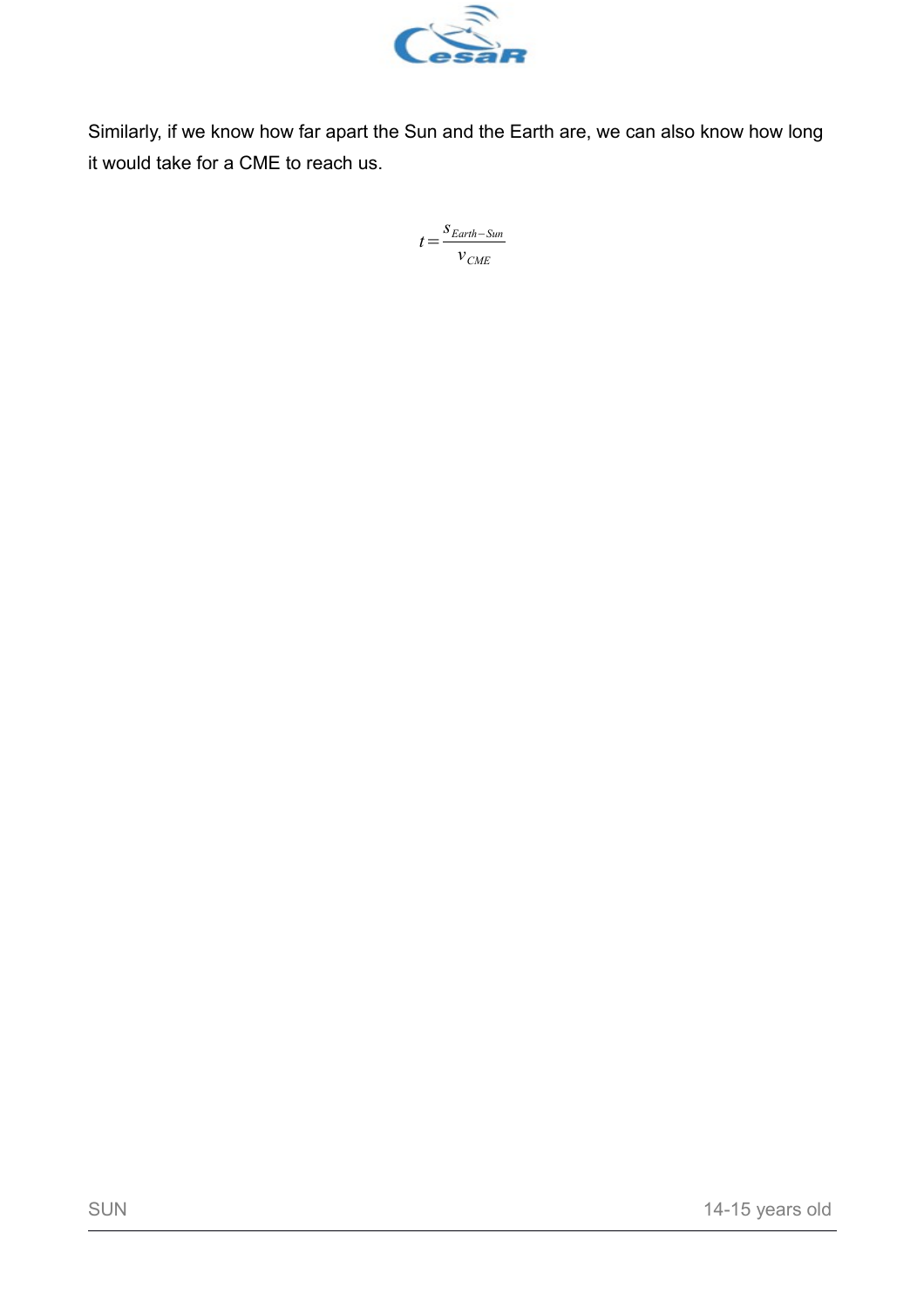Similarly, if we know how far apart the Sun and the Earth are, we can also know how long it would take for a CME to reach us.

$$t = \frac{s_{Earth-Sun}}{v_{CME}}$$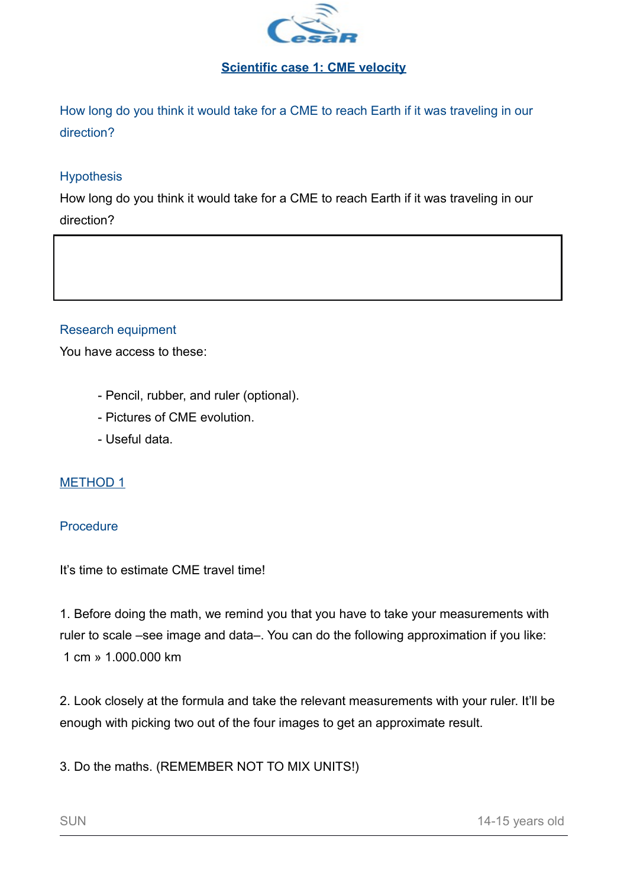## Scientific case 1: CME velocity

How long do you think it would take for a CME to reach Earth if it was traveling in our direction?

### Hypothesis

How long do you think it would take for a CME to reach Earth if it was traveling in our direction?

| |
|---|
| |

### Research equipment

You have access to these:

- Pencil, rubber, and ruler (optional).
- Pictures of CME evolution.
- Useful data.

### METHOD 1

### Procedure

It's time to estimate CME travel time!

1. Before doing the math, we remind you that you have to take your measurements with ruler to scale –see image and data–. You can do the following approximation if you like: 1 cm » 1.000.000 km

2. Look closely at the formula and take the relevant measurements with your ruler. It'll be enough with picking two out of the four images to get an approximate result.

3. Do the maths. (REMEMBER NOT TO MIX UNITS!)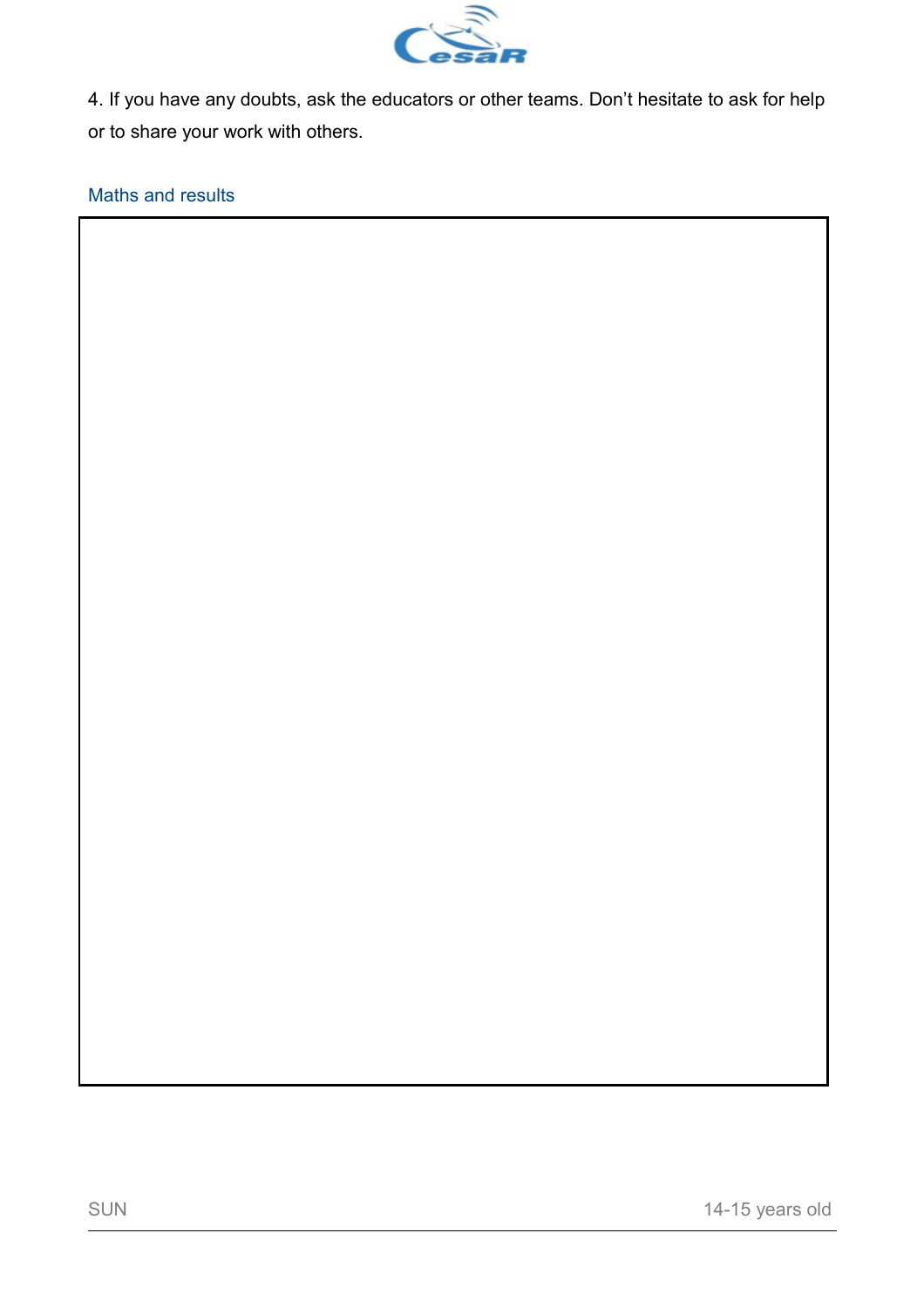4. If you have any doubts, ask the educators or other teams. Don't hesitate to ask for help or to share your work with others.

### Maths and results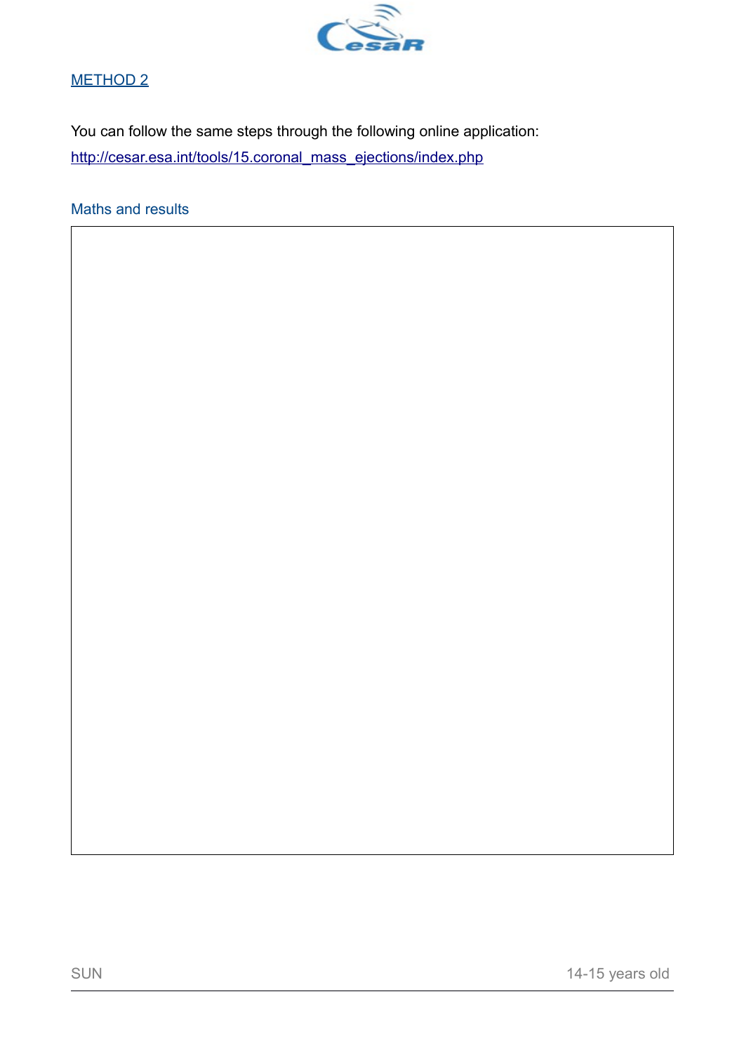## METHOD 2

You can follow the same steps through the following online application:

http://cesar.esa.int/tools/15.coronal_mass_ejections/index.php

### Maths and results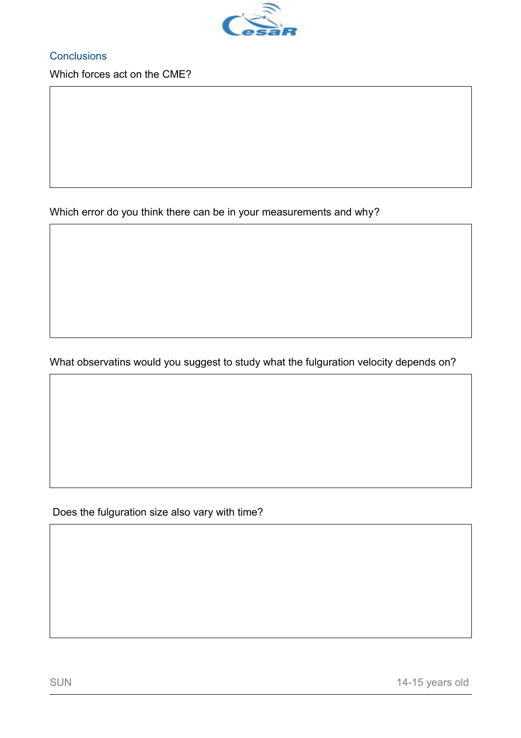## Conclusions

Which forces act on the CME?

Which error do you think there can be in your measurements and why?

What observatins would you suggest to study what the fulguration velocity depends on?

Does the fulguration size also vary with time?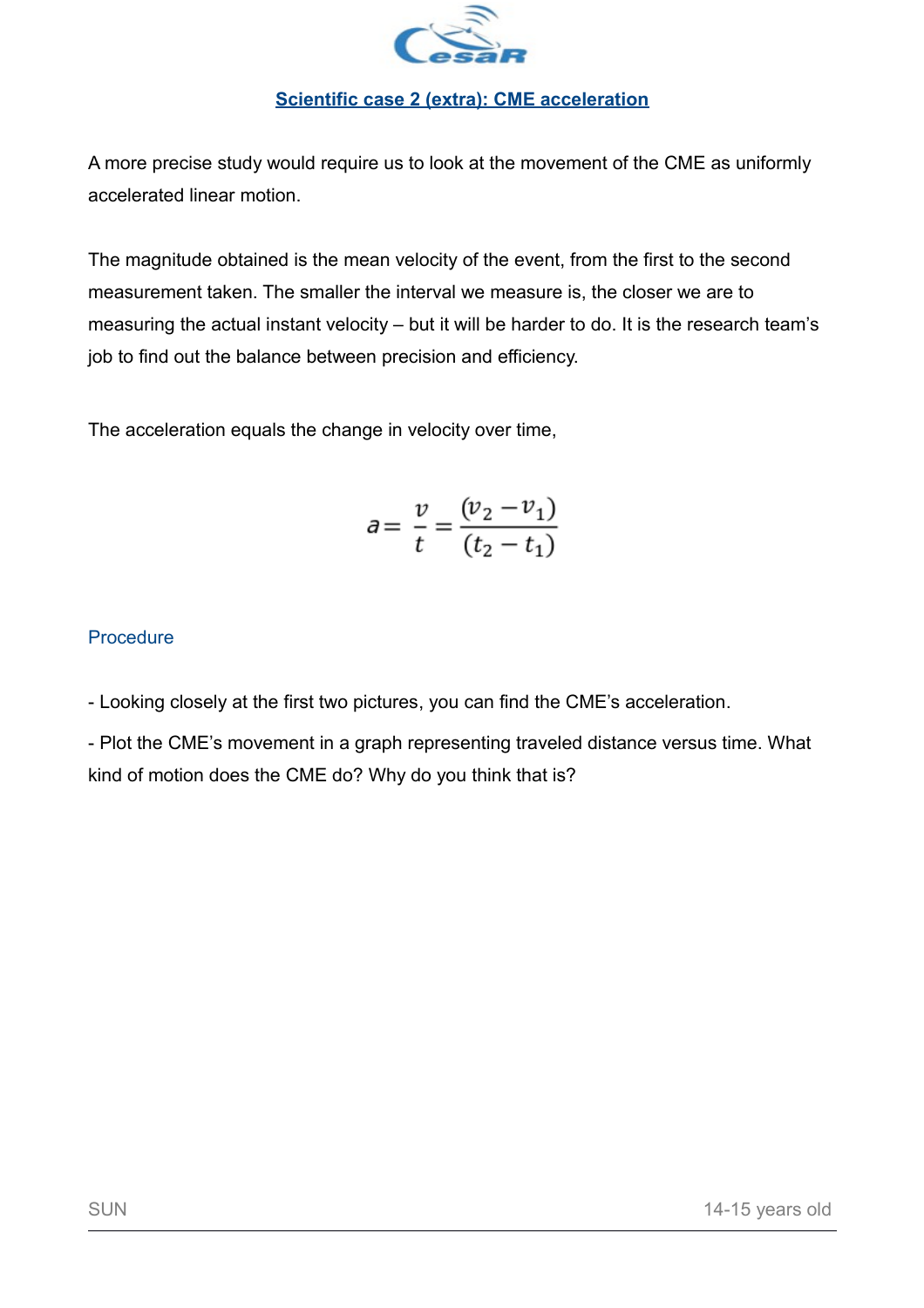## Scientific case 2 (extra): CME acceleration

A more precise study would require us to look at the movement of the CME as uniformly accelerated linear motion.

The magnitude obtained is the mean velocity of the event, from the first to the second measurement taken. The smaller the interval we measure is, the closer we are to measuring the actual instant velocity – but it will be harder to do. It is the research team's job to find out the balance between precision and efficiency.

The acceleration equals the change in velocity over time,

$$a = \frac{v}{t} = \frac{(v_2 - v_1)}{(t_2 - t_1)}$$

### Procedure

- Looking closely at the first two pictures, you can find the CME's acceleration.
- Plot the CME's movement in a graph representing traveled distance versus time. What kind of motion does the CME do? Why do you think that is?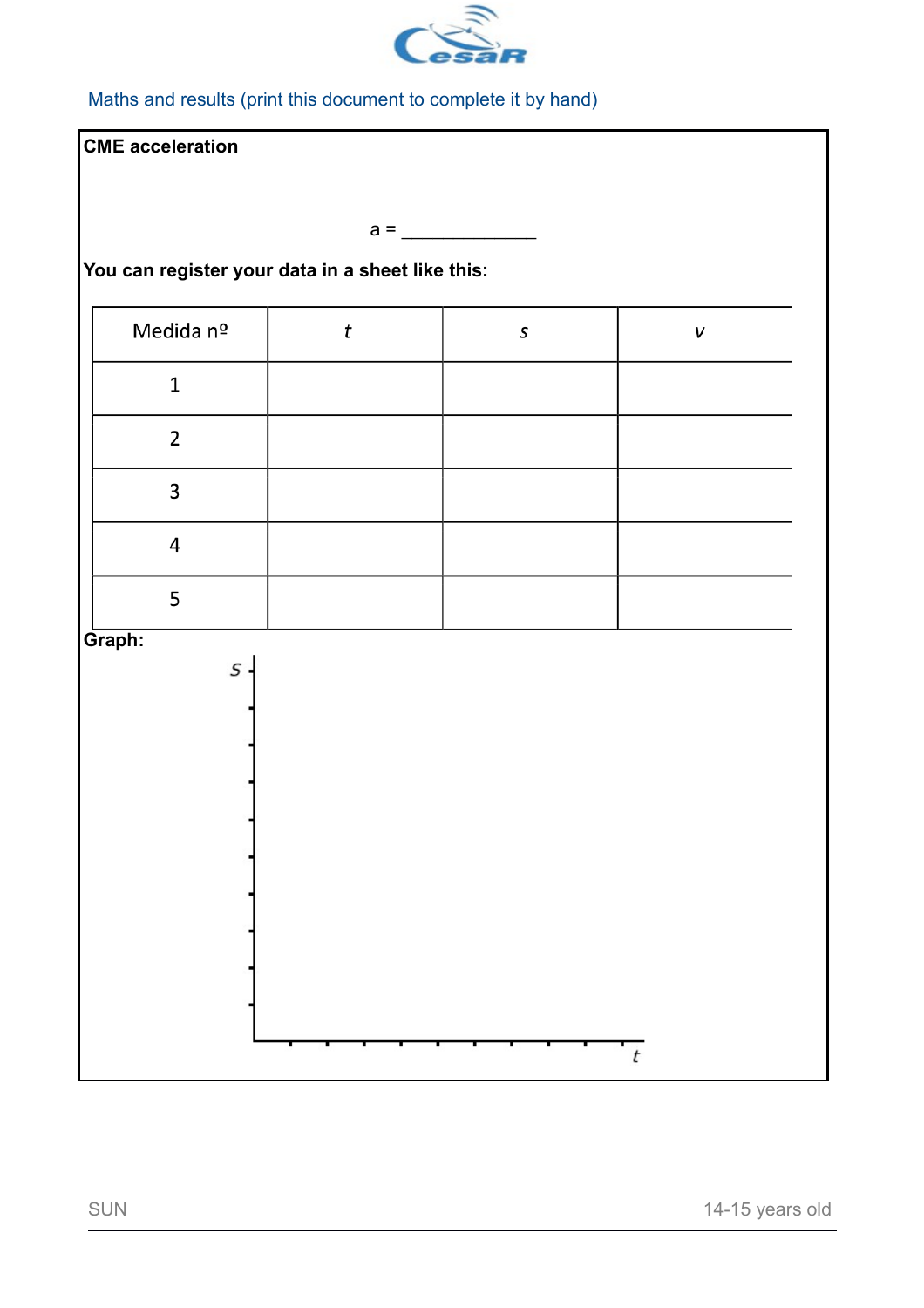Maths and results (print this document to complete it by hand)

**CME acceleration**

a = ____________

**You can register your data in a sheet like this:**

| Medida nº | *t* | *s* | *v* |
|---|---|---|---|
| 1 | | | |
| 2 | | | |
| 3 | | | |
| 4 | | | |
| 5 | | | |

**Graph:**

*s*

*t*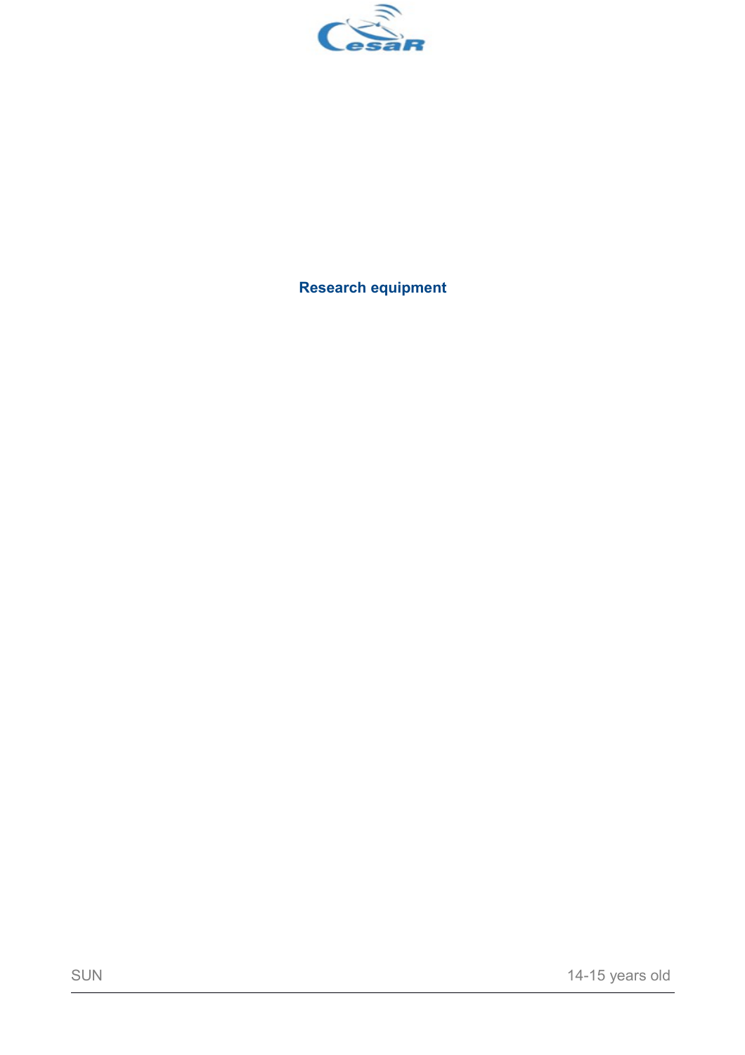## Research equipment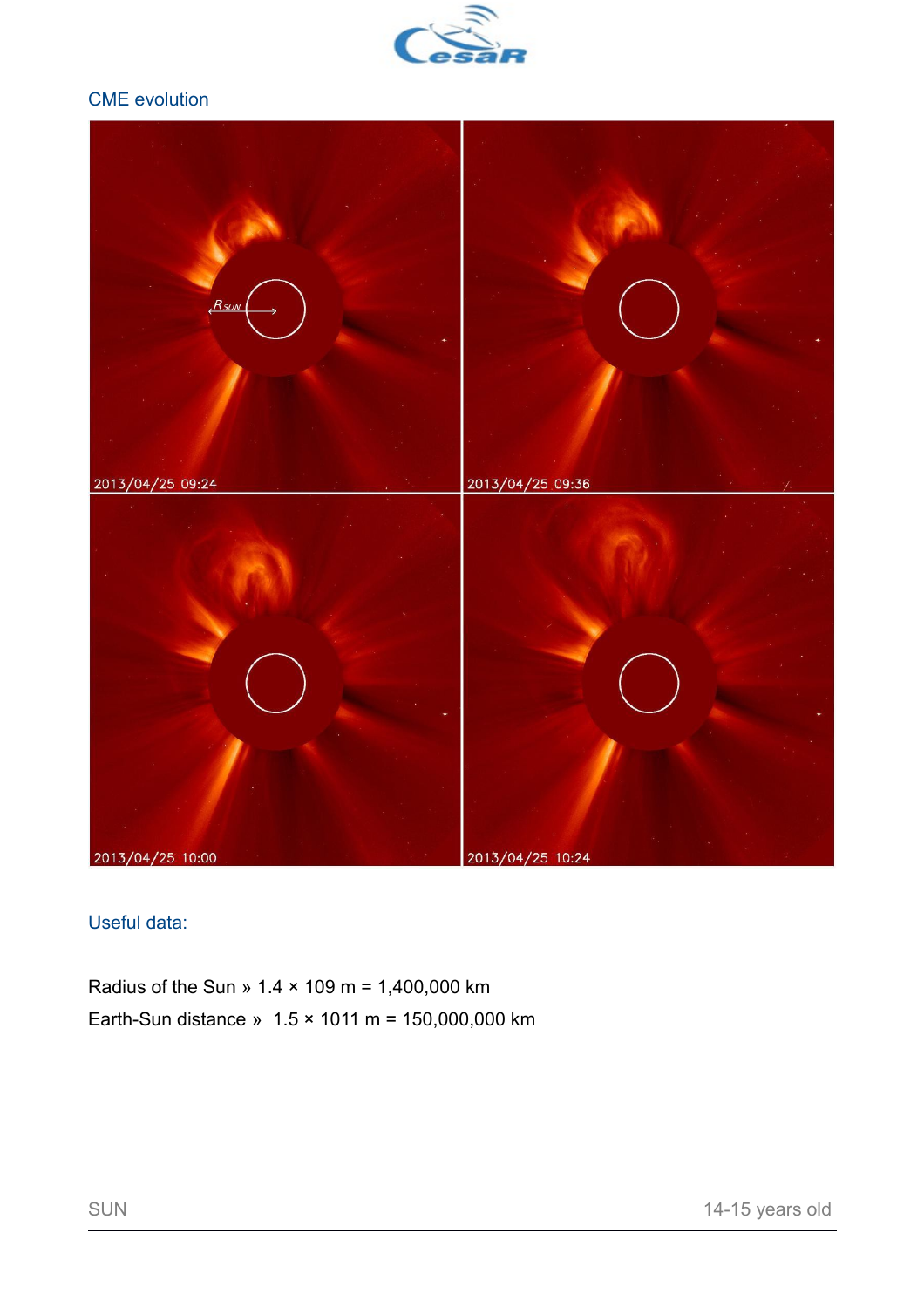## CME evolution

## Useful data:

Radius of the Sun » 1.4 × 109 m = 1,400,000 km

Earth-Sun distance » 1.5 × 1011 m = 150,000,000 km